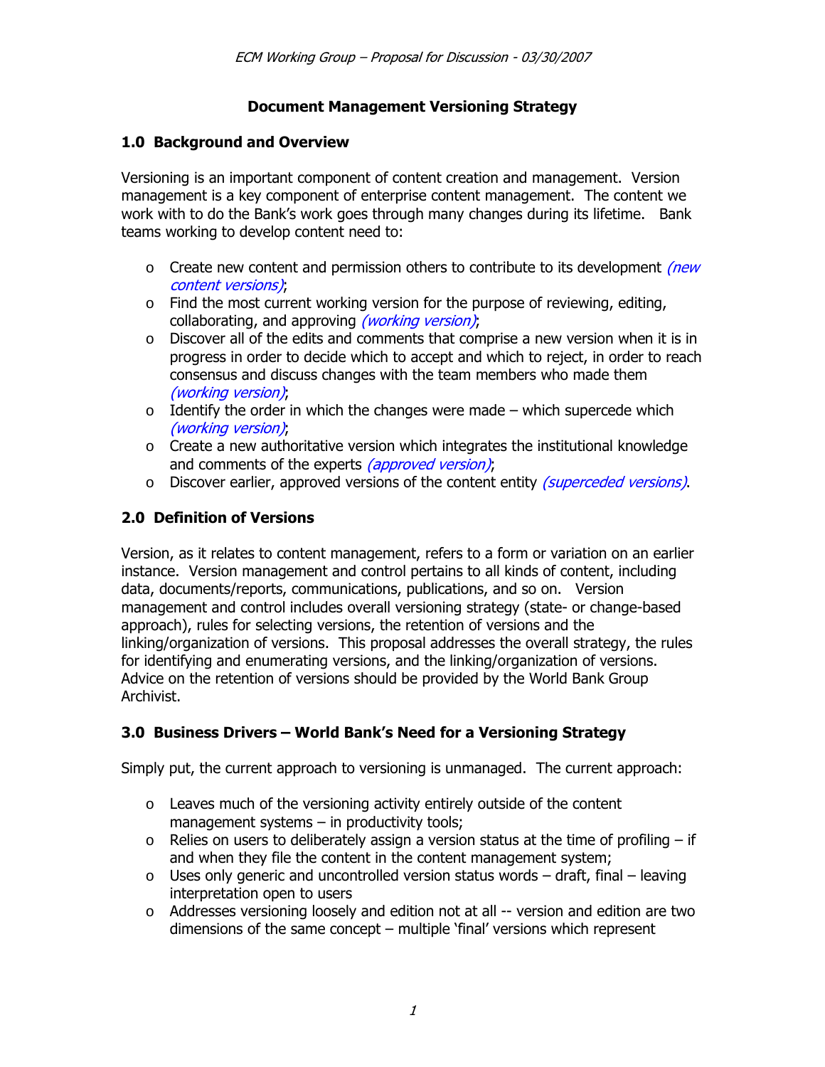# Document Management Versioning Strategy

## 1.0 Background and Overview

Versioning is an important component of content creation and management. Version management is a key component of enterprise content management. The content we work with to do the Bank's work goes through many changes during its lifetime. Bank teams working to develop content need to:

- Create new content and permission others to contribute to its development *(new content versions)*;
- Find the most current working version for the purpose of reviewing, editing, collaborating, and approving *(working version)*;
- Discover all of the edits and comments that comprise a new version when it is in progress in order to decide which to accept and which to reject, in order to reach consensus and discuss changes with the team members who made them *(working version)*;
- Identify the order in which the changes were made – which supercede which *(working version)*;
- Create a new authoritative version which integrates the institutional knowledge and comments of the experts *(approved version)*;
- Discover earlier, approved versions of the content entity *(superceded versions)*.

## 2.0 Definition of Versions

Version, as it relates to content management, refers to a form or variation on an earlier instance. Version management and control pertains to all kinds of content, including data, documents/reports, communications, publications, and so on. Version management and control includes overall versioning strategy (state- or change-based approach), rules for selecting versions, the retention of versions and the linking/organization of versions. This proposal addresses the overall strategy, the rules for identifying and enumerating versions, and the linking/organization of versions. Advice on the retention of versions should be provided by the World Bank Group Archivist.

## 3.0 Business Drivers – World Bank's Need for a Versioning Strategy

Simply put, the current approach to versioning is unmanaged. The current approach:

- Leaves much of the versioning activity entirely outside of the content management systems – in productivity tools;
- Relies on users to deliberately assign a version status at the time of profiling – if and when they file the content in the content management system;
- Uses only generic and uncontrolled version status words – draft, final – leaving interpretation open to users
- Addresses versioning loosely and edition not at all -- version and edition are two dimensions of the same concept – multiple 'final' versions which represent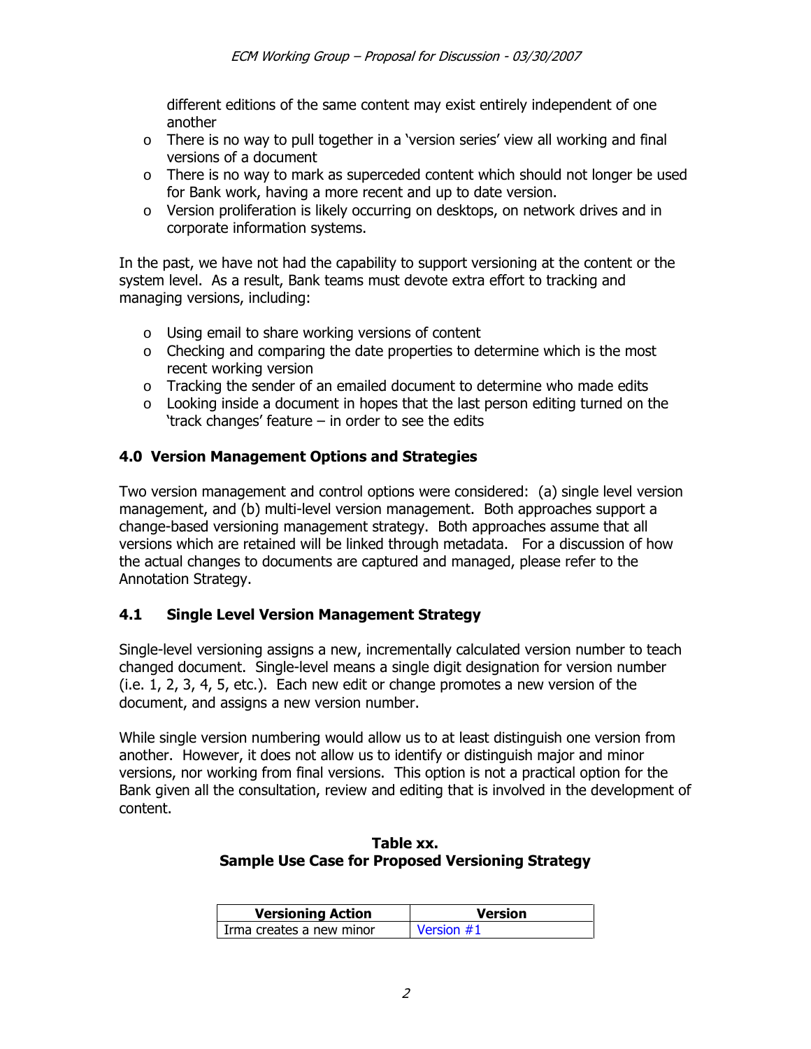different editions of the same content may exist entirely independent of one another

- There is no way to pull together in a 'version series' view all working and final versions of a document
- There is no way to mark as superceded content which should not longer be used for Bank work, having a more recent and up to date version.
- Version proliferation is likely occurring on desktops, on network drives and in corporate information systems.

In the past, we have not had the capability to support versioning at the content or the system level. As a result, Bank teams must devote extra effort to tracking and managing versions, including:

- Using email to share working versions of content
- Checking and comparing the date properties to determine which is the most recent working version
- Tracking the sender of an emailed document to determine who made edits
- Looking inside a document in hopes that the last person editing turned on the 'track changes' feature – in order to see the edits

## 4.0 Version Management Options and Strategies

Two version management and control options were considered: (a) single level version management, and (b) multi-level version management. Both approaches support a change-based versioning management strategy. Both approaches assume that all versions which are retained will be linked through metadata. For a discussion of how the actual changes to documents are captured and managed, please refer to the Annotation Strategy.

### 4.1 Single Level Version Management Strategy

Single-level versioning assigns a new, incrementally calculated version number to teach changed document. Single-level means a single digit designation for version number (i.e. 1, 2, 3, 4, 5, etc.). Each new edit or change promotes a new version of the document, and assigns a new version number.

While single version numbering would allow us to at least distinguish one version from another. However, it does not allow us to identify or distinguish major and minor versions, nor working from final versions. This option is not a practical option for the Bank given all the consultation, review and editing that is involved in the development of content.

**Table xx.**
**Sample Use Case for Proposed Versioning Strategy**

| Versioning Action | Version |
|---|---|
| Irma creates a new minor | Version #1 |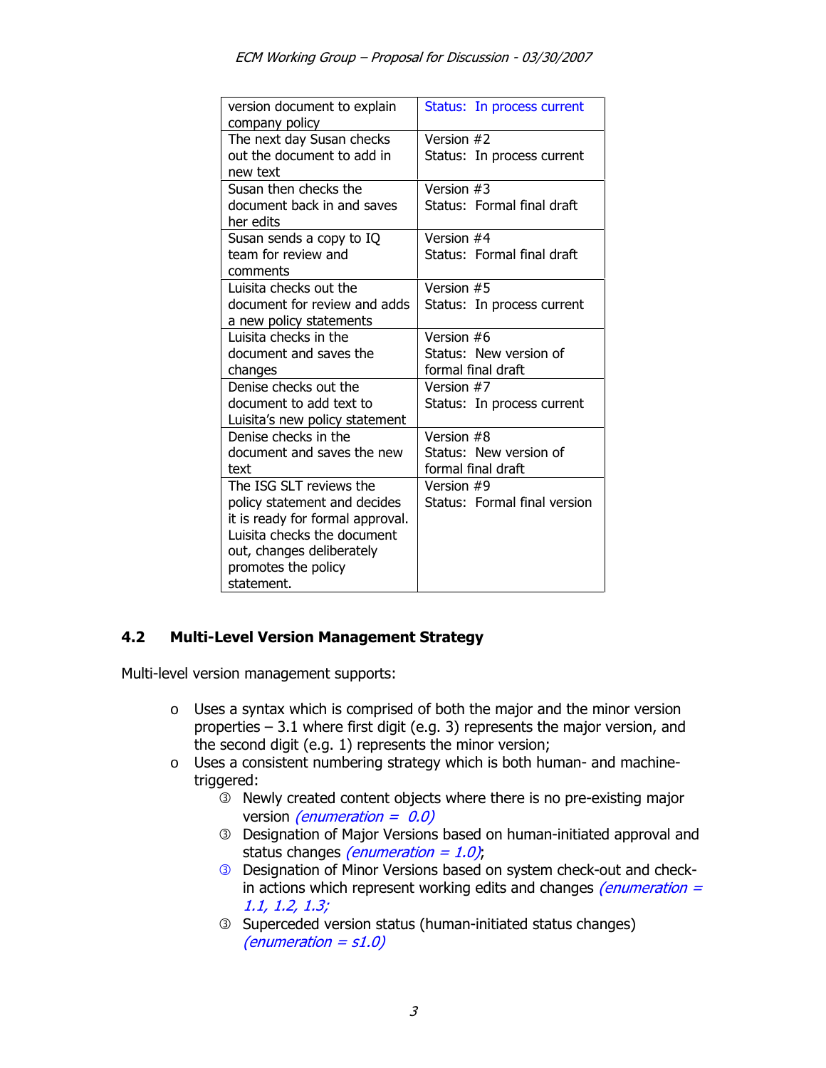| version document to explain company policy | Status: In process current |
|---|---|
| The next day Susan checks out the document to add in new text | Version #2<br>Status: In process current |
| Susan then checks the document back in and saves her edits | Version #3<br>Status: Formal final draft |
| Susan sends a copy to IQ team for review and comments | Version #4<br>Status: Formal final draft |
| Luisita checks out the document for review and adds a new policy statements | Version #5<br>Status: In process current |
| Luisita checks in the document and saves the changes | Version #6<br>Status: New version of formal final draft |
| Denise checks out the document to add text to Luisita's new policy statement | Version #7<br>Status: In process current |
| Denise checks in the document and saves the new text | Version #8<br>Status: New version of formal final draft |
| The ISG SLT reviews the policy statement and decides it is ready for formal approval. Luisita checks the document out, changes deliberately promotes the policy statement. | Version #9<br>Status: Formal final version |

### 4.2 Multi-Level Version Management Strategy

Multi-level version management supports:

- Uses a syntax which is comprised of both the major and the minor version properties – 3.1 where first digit (e.g. 3) represents the major version, and the second digit (e.g. 1) represents the minor version;
- Uses a consistent numbering strategy which is both human- and machine-triggered:
  - Newly created content objects where there is no pre-existing major version *(enumeration = 0.0)*
  - Designation of Major Versions based on human-initiated approval and status changes *(enumeration = 1.0)*;
  - Designation of Minor Versions based on system check-out and check-in actions which represent working edits and changes *(enumeration = 1.1, 1.2, 1.3;*
  - Superceded version status (human-initiated status changes) *(enumeration = s1.0)*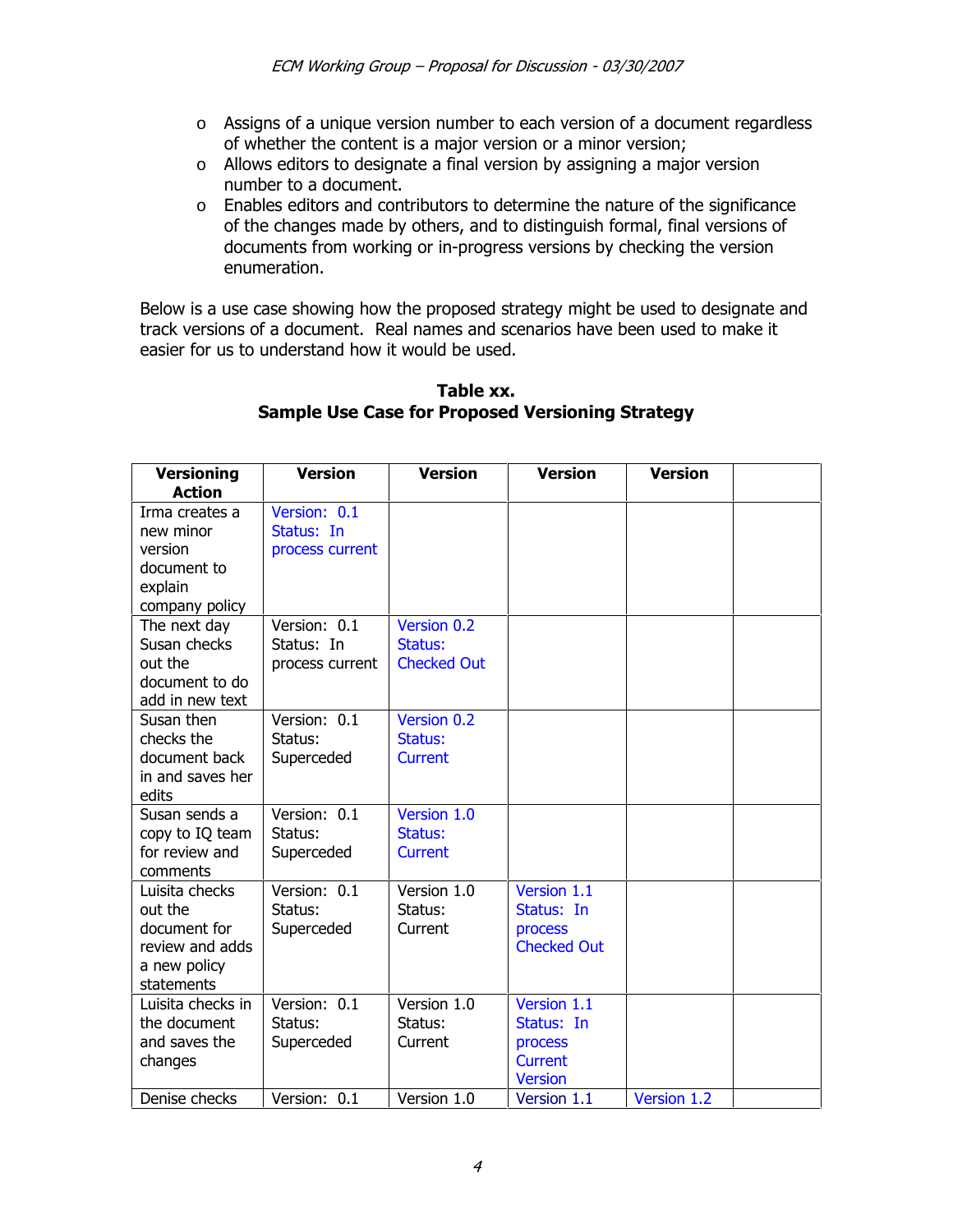- Assigns of a unique version number to each version of a document regardless of whether the content is a major version or a minor version;
- Allows editors to designate a final version by assigning a major version number to a document.
- Enables editors and contributors to determine the nature of the significance of the changes made by others, and to distinguish formal, final versions of documents from working or in-progress versions by checking the version enumeration.

Below is a use case showing how the proposed strategy might be used to designate and track versions of a document. Real names and scenarios have been used to make it easier for us to understand how it would be used.

**Table xx.**
**Sample Use Case for Proposed Versioning Strategy**

| Versioning Action | Version | Version | Version | Version | |
|---|---|---|---|---|---|
| Irma creates a new minor version document to explain company policy | Version: 0.1 Status: In process current | | | | |
| The next day Susan checks out the document to do add in new text | Version: 0.1 Status: In process current | Version 0.2 Status: Checked Out | | | |
| Susan then checks the document back in and saves her edits | Version: 0.1 Status: Superceded | Version 0.2 Status: Current | | | |
| Susan sends a copy to IQ team for review and comments | Version: 0.1 Status: Superceded | Version 1.0 Status: Current | | | |
| Luisita checks out the document for review and adds a new policy statements | Version: 0.1 Status: Superceded | Version 1.0 Status: Current | Version 1.1 Status: In process Checked Out | | |
| Luisita checks in the document and saves the changes | Version: 0.1 Status: Superceded | Version 1.0 Status: Current | Version 1.1 Status: In process Current Version | | |
| Denise checks | Version: 0.1 | Version 1.0 | Version 1.1 | Version 1.2 | |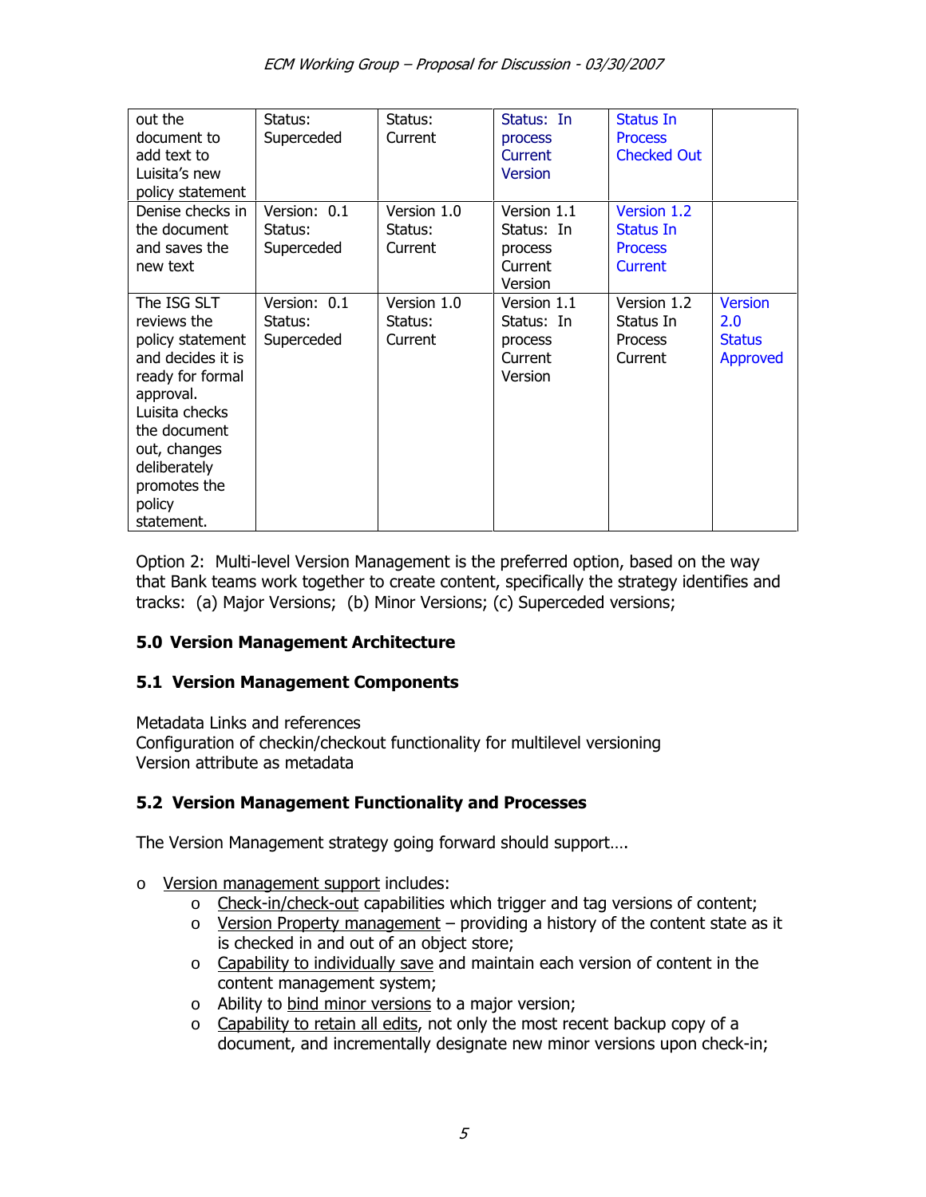| | | | | | |
|---|---|---|---|---|---|
| out the document to add text to Luisita's new policy statement | Status: Superceded | Status: Current | Status: In process Current Version | Status In Process Checked Out | |
| Denise checks in the document and saves the new text | Version: 0.1 Status: Superceded | Version 1.0 Status: Current | Version 1.1 Status: In process Current Version | Version 1.2 Status In Process Current | |
| The ISG SLT reviews the policy statement and decides it is ready for formal approval. Luisita checks the document out, changes deliberately promotes the policy statement. | Version: 0.1 Status: Superceded | Version 1.0 Status: Current | Version 1.1 Status: In process Current Version | Version 1.2 Status In Process Current | Version 2.0 Status Approved |

Option 2: Multi-level Version Management is the preferred option, based on the way that Bank teams work together to create content, specifically the strategy identifies and tracks: (a) Major Versions; (b) Minor Versions; (c) Superceded versions;

## 5.0 Version Management Architecture

### 5.1 Version Management Components

Metadata Links and references
Configuration of checkin/checkout functionality for multilevel versioning
Version attribute as metadata

### 5.2 Version Management Functionality and Processes

The Version Management strategy going forward should support….

- Version management support includes:
  - Check-in/check-out capabilities which trigger and tag versions of content;
  - Version Property management – providing a history of the content state as it is checked in and out of an object store;
  - Capability to individually save and maintain each version of content in the content management system;
  - Ability to bind minor versions to a major version;
  - Capability to retain all edits, not only the most recent backup copy of a document, and incrementally designate new minor versions upon check-in;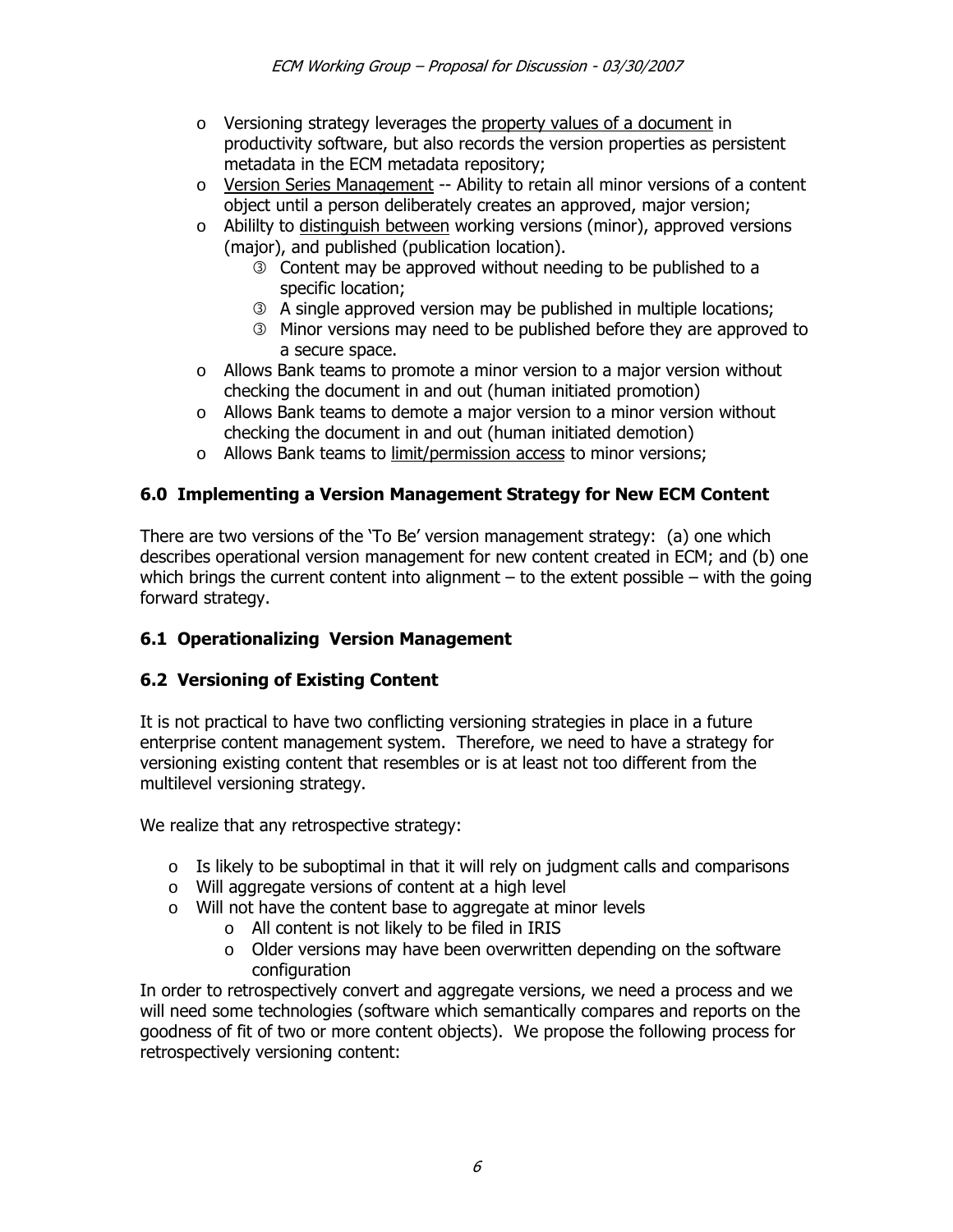- Versioning strategy leverages the property values of a document in productivity software, but also records the version properties as persistent metadata in the ECM metadata repository;
- Version Series Management -- Ability to retain all minor versions of a content object until a person deliberately creates an approved, major version;
- Abililty to distinguish between working versions (minor), approved versions (major), and published (publication location).
  - Content may be approved without needing to be published to a specific location;
  - A single approved version may be published in multiple locations;
  - Minor versions may need to be published before they are approved to a secure space.
- Allows Bank teams to promote a minor version to a major version without checking the document in and out (human initiated promotion)
- Allows Bank teams to demote a major version to a minor version without checking the document in and out (human initiated demotion)
- Allows Bank teams to limit/permission access to minor versions;

## 6.0 Implementing a Version Management Strategy for New ECM Content

There are two versions of the 'To Be' version management strategy: (a) one which describes operational version management for new content created in ECM; and (b) one which brings the current content into alignment – to the extent possible – with the going forward strategy.

### 6.1 Operationalizing Version Management

### 6.2 Versioning of Existing Content

It is not practical to have two conflicting versioning strategies in place in a future enterprise content management system. Therefore, we need to have a strategy for versioning existing content that resembles or is at least not too different from the multilevel versioning strategy.

We realize that any retrospective strategy:

- Is likely to be suboptimal in that it will rely on judgment calls and comparisons
- Will aggregate versions of content at a high level
- Will not have the content base to aggregate at minor levels
  - All content is not likely to be filed in IRIS
  - Older versions may have been overwritten depending on the software configuration

In order to retrospectively convert and aggregate versions, we need a process and we will need some technologies (software which semantically compares and reports on the goodness of fit of two or more content objects). We propose the following process for retrospectively versioning content: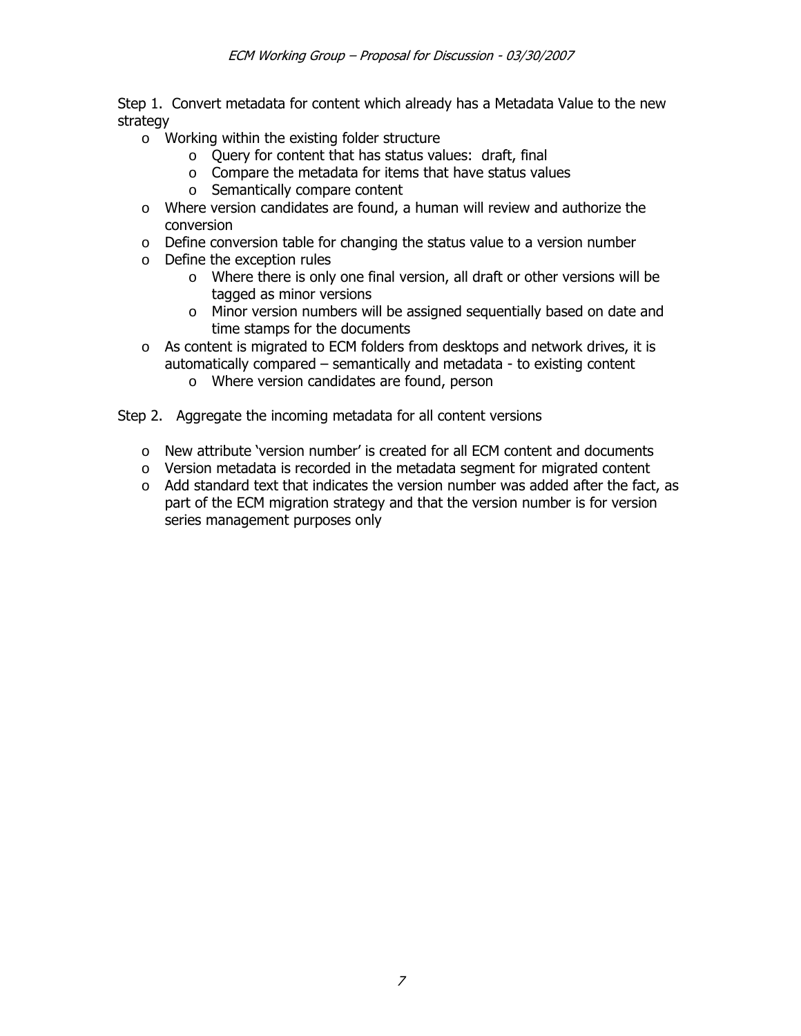Step 1. Convert metadata for content which already has a Metadata Value to the new strategy

- Working within the existing folder structure
    - Query for content that has status values: draft, final
    - Compare the metadata for items that have status values
    - Semantically compare content
- Where version candidates are found, a human will review and authorize the conversion
- Define conversion table for changing the status value to a version number
- Define the exception rules
    - Where there is only one final version, all draft or other versions will be tagged as minor versions
    - Minor version numbers will be assigned sequentially based on date and time stamps for the documents
- As content is migrated to ECM folders from desktops and network drives, it is automatically compared – semantically and metadata - to existing content
    - Where version candidates are found, person

Step 2. Aggregate the incoming metadata for all content versions

- New attribute 'version number' is created for all ECM content and documents
- Version metadata is recorded in the metadata segment for migrated content
- Add standard text that indicates the version number was added after the fact, as part of the ECM migration strategy and that the version number is for version series management purposes only